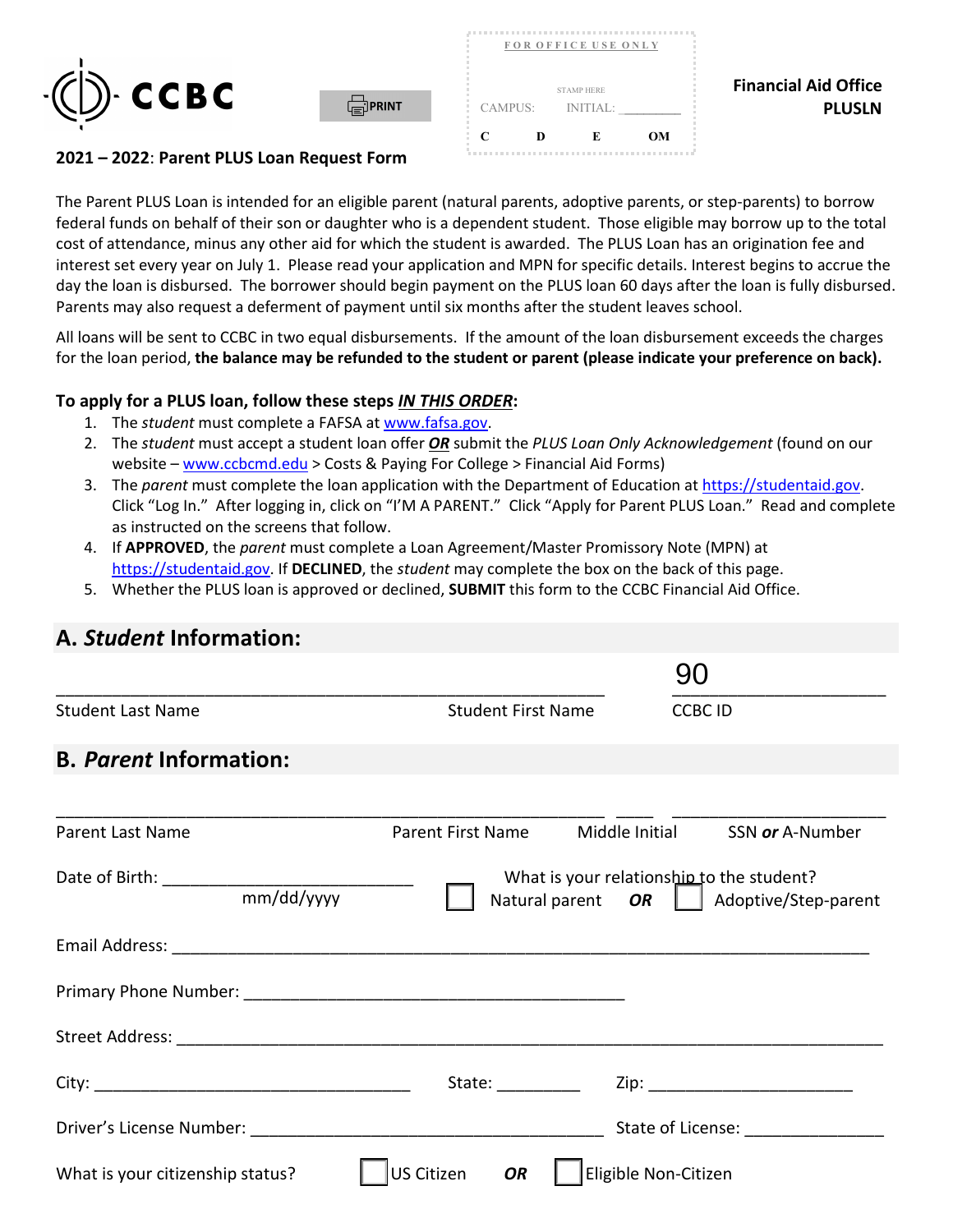CCBC

PRINT

FOR OFFICE USE ONLY

STAMP HERE

CAMPUS: INITIAL: ________

C D E OM

**Financial Aid Office**
**PLUSLN**

**2021 – 2022: Parent PLUS Loan Request Form**

The Parent PLUS Loan is intended for an eligible parent (natural parents, adoptive parents, or step-parents) to borrow federal funds on behalf of their son or daughter who is a dependent student. Those eligible may borrow up to the total cost of attendance, minus any other aid for which the student is awarded. The PLUS Loan has an origination fee and interest set every year on July 1. Please read your application and MPN for specific details. Interest begins to accrue the day the loan is disbursed. The borrower should begin payment on the PLUS loan 60 days after the loan is fully disbursed. Parents may also request a deferment of payment until six months after the student leaves school.

All loans will be sent to CCBC in two equal disbursements. If the amount of the loan disbursement exceeds the charges for the loan period, **the balance may be refunded to the student or parent (please indicate your preference on back).**

**To apply for a PLUS loan, follow these steps _IN THIS ORDER_:**

1. The *student* must complete a FAFSA at www.fafsa.gov.
2. The *student* must accept a student loan offer ***OR*** submit the *PLUS Loan Only Acknowledgement* (found on our website – www.ccbcmd.edu > Costs & Paying For College > Financial Aid Forms)
3. The *parent* must complete the loan application with the Department of Education at https://studentaid.gov. Click "Log In." After logging in, click on "I'M A PARENT." Click "Apply for Parent PLUS Loan." Read and complete as instructed on the screens that follow.
4. If **APPROVED**, the *parent* must complete a Loan Agreement/Master Promissory Note (MPN) at https://studentaid.gov. If **DECLINED**, the *student* may complete the box on the back of this page.
5. Whether the PLUS loan is approved or declined, **SUBMIT** this form to the CCBC Financial Aid Office.

## A. *Student* Information:

_____________________________________________ 90__________________

Student Last Name Student First Name CCBC ID

## B. *Parent* Information:

_____________________________________________ ____ __________________

Parent Last Name Parent First Name Middle Initial SSN ***or*** A-Number

Date of Birth: ______________________ mm/dd/yyyy

What is your relationship to the student? ☐ Natural parent ***OR*** ☐ Adoptive/Step-parent

Email Address: ________________________________________________________________

Primary Phone Number: ____________________________________

Street Address: ________________________________________________________________

City: ____________________________ State: ________ Zip: ____________________

Driver's License Number: ________________________________ State of License: ______________

What is your citizenship status? ☐ US Citizen ***OR*** ☐ Eligible Non-Citizen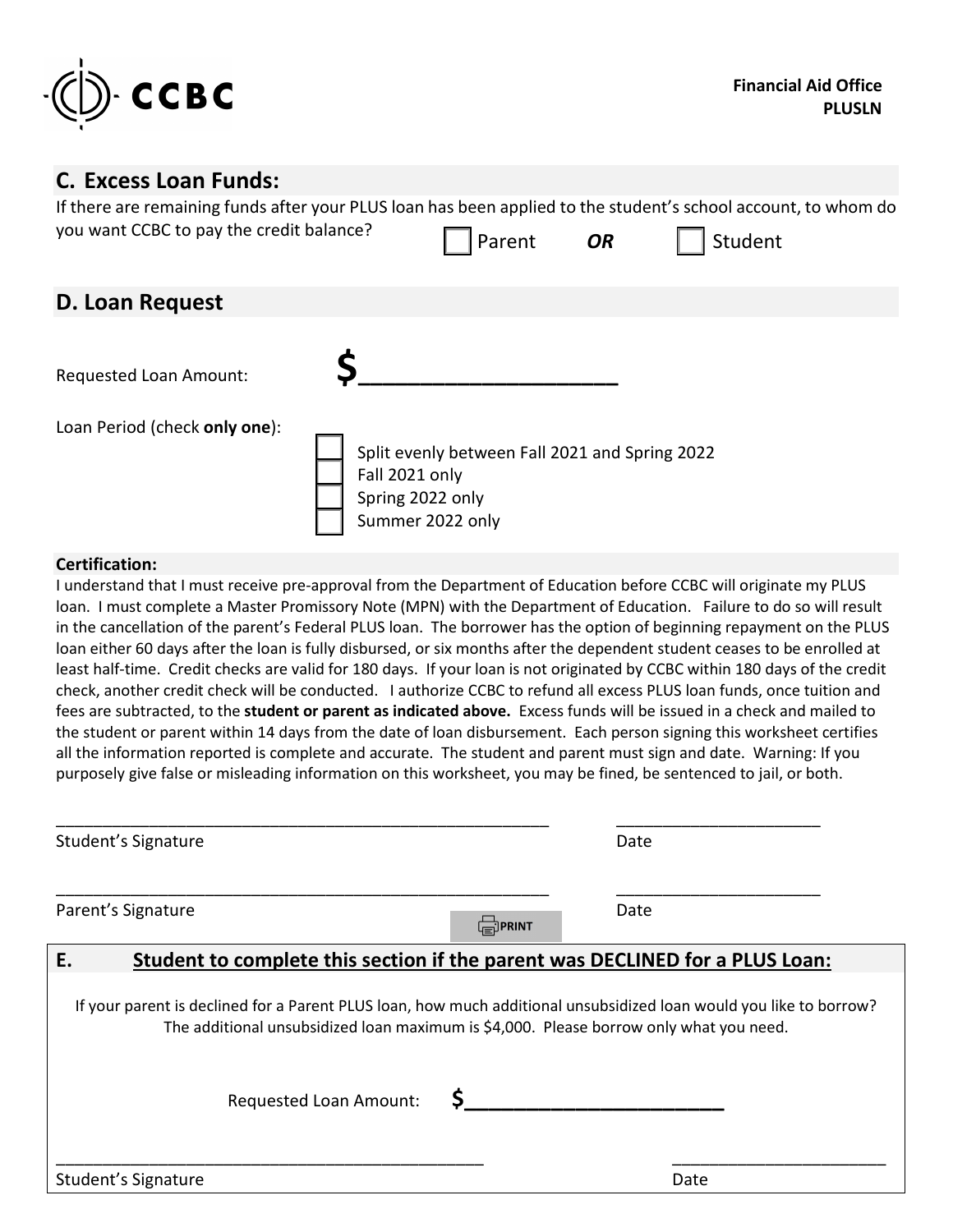CCBC

**Financial Aid Office**
**PLUSLN**

## C. Excess Loan Funds:

If there are remaining funds after your PLUS loan has been applied to the student's school account, to whom do you want CCBC to pay the credit balance?

☐ Parent ***OR*** ☐ Student

## D. Loan Request

Requested Loan Amount: **$\_\_\_\_\_\_\_\_\_\_\_\_\_\_\_\_\_\_\_\_**

Loan Period (check **only one**):

☐ Split evenly between Fall 2021 and Spring 2022
☐ Fall 2021 only
☐ Spring 2022 only
☐ Summer 2022 only

**Certification:**

I understand that I must receive pre-approval from the Department of Education before CCBC will originate my PLUS loan. I must complete a Master Promissory Note (MPN) with the Department of Education. Failure to do so will result in the cancellation of the parent's Federal PLUS loan. The borrower has the option of beginning repayment on the PLUS loan either 60 days after the loan is fully disbursed, or six months after the dependent student ceases to be enrolled at least half-time. Credit checks are valid for 180 days. If your loan is not originated by CCBC within 180 days of the credit check, another credit check will be conducted. I authorize CCBC to refund all excess PLUS loan funds, once tuition and fees are subtracted, to the **student or parent as indicated above.** Excess funds will be issued in a check and mailed to the student or parent within 14 days from the date of loan disbursement. Each person signing this worksheet certifies all the information reported is complete and accurate. The student and parent must sign and date. Warning: If you purposely give false or misleading information on this worksheet, you may be fined, be sentenced to jail, or both.

\_\_\_\_\_\_\_\_\_\_\_\_\_\_\_\_\_\_\_\_\_\_\_\_\_\_\_\_\_\_\_\_\_\_\_\_\_\_\_\_ \_\_\_\_\_\_\_\_\_\_\_\_\_\_\_\_\_\_\_\_
Student's Signature Date

\_\_\_\_\_\_\_\_\_\_\_\_\_\_\_\_\_\_\_\_\_\_\_\_\_\_\_\_\_\_\_\_\_\_\_\_\_\_\_\_ \_\_\_\_\_\_\_\_\_\_\_\_\_\_\_\_\_\_\_\_
Parent's Signature Date

PRINT

## E. Student to complete this section if the parent was DECLINED for a PLUS Loan:

If your parent is declined for a Parent PLUS loan, how much additional unsubsidized loan would you like to borrow? The additional unsubsidized loan maximum is $4,000. Please borrow only what you need.

Requested Loan Amount: **$\_\_\_\_\_\_\_\_\_\_\_\_\_\_\_\_\_\_\_\_**

\_\_\_\_\_\_\_\_\_\_\_\_\_\_\_\_\_\_\_\_\_\_\_\_\_\_\_\_\_\_\_\_\_\_\_\_\_\_\_\_ \_\_\_\_\_\_\_\_\_\_\_\_\_\_\_\_\_\_\_\_
Student's Signature Date